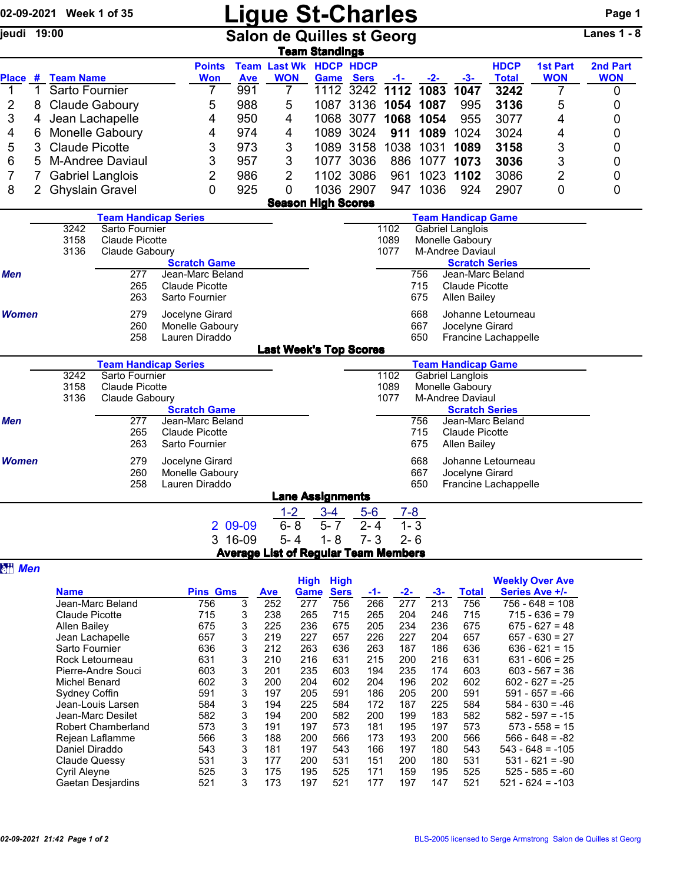02-09-2021 Week 1 of 35

jeudi 19:00

# Ligue St-Charles

## Salon de Quilles st Georg

Lanes 1 - 8

### Team Standings

| Place | # | Team Name | Points Won | Team Ave | Last Wk WON | HDCP Game | HDCP Sers | -1- | -2- | -3- | HDCP Total | 1st Part WON | 2nd Part WON |
|---|---|---|---|---|---|---|---|---|---|---|---|---|---|
| 1 | 1 | Sarto Fournier | 7 | 991 | 7 | 1112 | 3242 | **1112** | **1083** | **1047** | **3242** | 7 | 0 |
| 2 | 8 | Claude Gaboury | 5 | 988 | 5 | 1087 | 3136 | **1054** | **1087** | 995 | **3136** | 5 | 0 |
| 3 | 4 | Jean Lachapelle | 4 | 950 | 4 | 1068 | 3077 | **1068** | **1054** | 955 | 3077 | 4 | 0 |
| 4 | 6 | Monelle Gaboury | 4 | 974 | 4 | 1089 | 3024 | **911** | **1089** | 1024 | 3024 | 4 | 0 |
| 5 | 3 | Claude Picotte | 3 | 973 | 3 | 1089 | 3158 | 1038 | 1031 | **1089** | **3158** | 3 | 0 |
| 6 | 5 | M-Andree Daviaul | 3 | 957 | 3 | 1077 | 3036 | 886 | 1077 | **1073** | **3036** | 3 | 0 |
| 7 | 7 | Gabriel Langlois | 2 | 986 | 2 | 1102 | 3086 | 961 | 1023 | **1102** | 3086 | 2 | 0 |
| 8 | 2 | Ghyslain Gravel | 0 | 925 | 0 | 1036 | 2907 | 947 | 1036 | 924 | 2907 | 0 | 0 |

### Season High Scores

**Team Handicap Series**

| | |
|---|---|
| 3242 | Sarto Fournier |
| 3158 | Claude Picotte |
| 3136 | Claude Gaboury |

**Team Handicap Game**

| | |
|---|---|
| 1102 | Gabriel Langlois |
| 1089 | Monelle Gaboury |
| 1077 | M-Andree Daviaul |

| | Scratch Game | | Scratch Series | |
|---|---|---|---|---|
| ***Men*** | 277 | Jean-Marc Beland | 756 | Jean-Marc Beland |
| | 265 | Claude Picotte | 715 | Claude Picotte |
| | 263 | Sarto Fournier | 675 | Allen Bailey |
| ***Women*** | 279 | Jocelyne Girard | 668 | Johanne Letourneau |
| | 260 | Monelle Gaboury | 667 | Jocelyne Girard |
| | 258 | Lauren Diraddo | 650 | Francine Lachappelle |

### Last Week's Top Scores

**Team Handicap Series**

| | |
|---|---|
| 3242 | Sarto Fournier |
| 3158 | Claude Picotte |
| 3136 | Claude Gaboury |

**Team Handicap Game**

| | |
|---|---|
| 1102 | Gabriel Langlois |
| 1089 | Monelle Gaboury |
| 1077 | M-Andree Daviaul |

| | Scratch Game | | Scratch Series | |
|---|---|---|---|---|
| ***Men*** | 277 | Jean-Marc Beland | 756 | Jean-Marc Beland |
| | 265 | Claude Picotte | 715 | Claude Picotte |
| | 263 | Sarto Fournier | 675 | Allen Bailey |
| ***Women*** | 279 | Jocelyne Girard | 668 | Johanne Letourneau |
| | 260 | Monelle Gaboury | 667 | Jocelyne Girard |
| | 258 | Lauren Diraddo | 650 | Francine Lachappelle |

### Lane Assignments

| | 1-2 | 3-4 | 5-6 | 7-8 |
|---|---|---|---|---|
| 2 09-09 | 6- 8 | 5- 7 | 2- 4 | 1- 3 |
| 3 16-09 | 5- 4 | 1- 8 | 7- 3 | 2- 6 |

### Average List of Regular Team Members

***Men***

| Name | Pins | Gms | Ave | High Game | High Sers | -1- | -2- | -3- | Total | Weekly Over Ave Series Ave +/- |
|---|---|---|---|---|---|---|---|---|---|---|
| Jean-Marc Beland | 756 | 3 | 252 | 277 | 756 | 266 | 277 | 213 | 756 | 756 - 648 = 108 |
| Claude Picotte | 715 | 3 | 238 | 265 | 715 | 265 | 204 | 246 | 715 | 715 - 636 = 79 |
| Allen Bailey | 675 | 3 | 225 | 236 | 675 | 205 | 234 | 236 | 675 | 675 - 627 = 48 |
| Jean Lachapelle | 657 | 3 | 219 | 227 | 657 | 226 | 227 | 204 | 657 | 657 - 630 = 27 |
| Sarto Fournier | 636 | 3 | 212 | 263 | 636 | 263 | 187 | 186 | 636 | 636 - 621 = 15 |
| Rock Letourneau | 631 | 3 | 210 | 216 | 631 | 215 | 200 | 216 | 631 | 631 - 606 = 25 |
| Pierre-Andre Souci | 603 | 3 | 201 | 235 | 603 | 194 | 235 | 174 | 603 | 603 - 567 = 36 |
| Michel Benard | 602 | 3 | 200 | 204 | 602 | 204 | 196 | 202 | 602 | 602 - 627 = -25 |
| Sydney Coffin | 591 | 3 | 197 | 205 | 591 | 186 | 205 | 200 | 591 | 591 - 657 = -66 |
| Jean-Louis Larsen | 584 | 3 | 194 | 225 | 584 | 172 | 187 | 225 | 584 | 584 - 630 = -46 |
| Jean-Marc Desilet | 582 | 3 | 194 | 200 | 582 | 200 | 199 | 183 | 582 | 582 - 597 = -15 |
| Robert Chamberland | 573 | 3 | 191 | 197 | 573 | 181 | 195 | 197 | 573 | 573 - 558 = 15 |
| Rejean Laflamme | 566 | 3 | 188 | 200 | 566 | 173 | 193 | 200 | 566 | 566 - 648 = -82 |
| Daniel Diraddo | 543 | 3 | 181 | 197 | 543 | 166 | 197 | 180 | 543 | 543 - 648 = -105 |
| Claude Quessy | 531 | 3 | 177 | 200 | 531 | 151 | 200 | 180 | 531 | 531 - 621 = -90 |
| Cyril Aleyne | 525 | 3 | 175 | 195 | 525 | 171 | 159 | 195 | 525 | 525 - 585 = -60 |
| Gaetan Desjardins | 521 | 3 | 173 | 197 | 521 | 177 | 197 | 147 | 521 | 521 - 624 = -103 |

02-09-2021 21:42 Page 1 of 2

BLS-2005 licensed to Serge Armstrong Salon de Quilles st Georg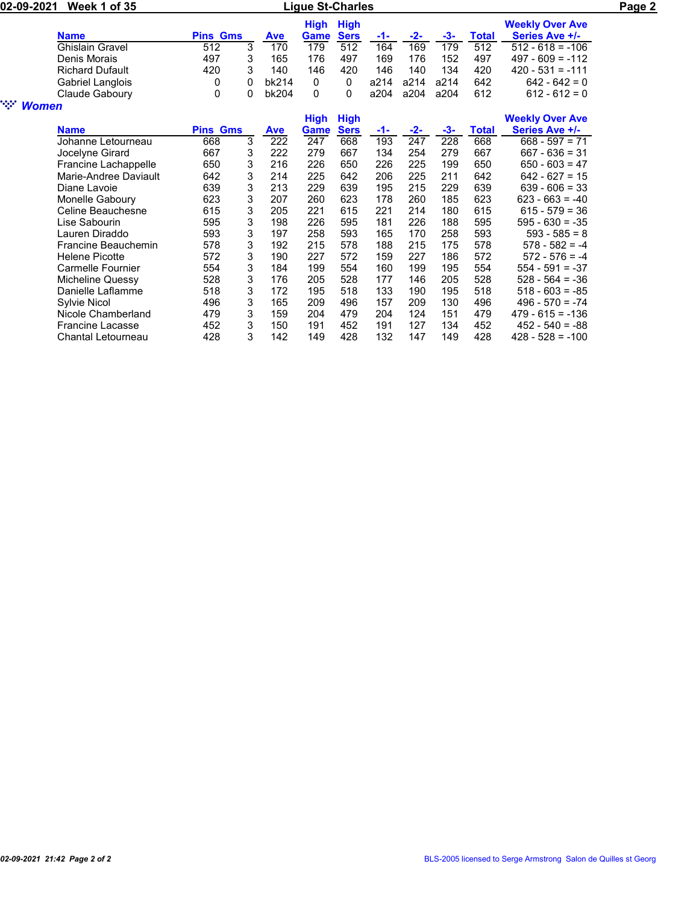| Name | Pins | Gms | Ave | High Game | High Sers | -1- | -2- | -3- | Total | Weekly Over Ave Series Ave +/- |
|---|---|---|---|---|---|---|---|---|---|---|
| Ghislain Gravel | 512 | 3 | 170 | 179 | 512 | 164 | 169 | 179 | 512 | 512 - 618 = -106 |
| Denis Morais | 497 | 3 | 165 | 176 | 497 | 169 | 176 | 152 | 497 | 497 - 609 = -112 |
| Richard Dufault | 420 | 3 | 140 | 146 | 420 | 146 | 140 | 134 | 420 | 420 - 531 = -111 |
| Gabriel Langlois | 0 | 0 | bk214 | 0 | 0 | a214 | a214 | a214 | 642 | 642 - 642 = 0 |
| Claude Gaboury | 0 | 0 | bk204 | 0 | 0 | a204 | a204 | a204 | 612 | 612 - 612 = 0 |

## *Women*

| Name | Pins | Gms | Ave | High Game | High Sers | -1- | -2- | -3- | Total | Weekly Over Ave Series Ave +/- |
|---|---|---|---|---|---|---|---|---|---|---|
| Johanne Letourneau | 668 | 3 | 222 | 247 | 668 | 193 | 247 | 228 | 668 | 668 - 597 = 71 |
| Jocelyne Girard | 667 | 3 | 222 | 279 | 667 | 134 | 254 | 279 | 667 | 667 - 636 = 31 |
| Francine Lachappelle | 650 | 3 | 216 | 226 | 650 | 226 | 225 | 199 | 650 | 650 - 603 = 47 |
| Marie-Andree Daviault | 642 | 3 | 214 | 225 | 642 | 206 | 225 | 211 | 642 | 642 - 627 = 15 |
| Diane Lavoie | 639 | 3 | 213 | 229 | 639 | 195 | 215 | 229 | 639 | 639 - 606 = 33 |
| Monelle Gaboury | 623 | 3 | 207 | 260 | 623 | 178 | 260 | 185 | 623 | 623 - 663 = -40 |
| Celine Beauchesne | 615 | 3 | 205 | 221 | 615 | 221 | 214 | 180 | 615 | 615 - 579 = 36 |
| Lise Sabourin | 595 | 3 | 198 | 226 | 595 | 181 | 226 | 188 | 595 | 595 - 630 = -35 |
| Lauren Diraddo | 593 | 3 | 197 | 258 | 593 | 165 | 170 | 258 | 593 | 593 - 585 = 8 |
| Francine Beauchemin | 578 | 3 | 192 | 215 | 578 | 188 | 215 | 175 | 578 | 578 - 582 = -4 |
| Helene Picotte | 572 | 3 | 190 | 227 | 572 | 159 | 227 | 186 | 572 | 572 - 576 = -4 |
| Carmelle Fournier | 554 | 3 | 184 | 199 | 554 | 160 | 199 | 195 | 554 | 554 - 591 = -37 |
| Micheline Quessy | 528 | 3 | 176 | 205 | 528 | 177 | 146 | 205 | 528 | 528 - 564 = -36 |
| Danielle Laflamme | 518 | 3 | 172 | 195 | 518 | 133 | 190 | 195 | 518 | 518 - 603 = -85 |
| Sylvie Nicol | 496 | 3 | 165 | 209 | 496 | 157 | 209 | 130 | 496 | 496 - 570 = -74 |
| Nicole Chamberland | 479 | 3 | 159 | 204 | 479 | 204 | 124 | 151 | 479 | 479 - 615 = -136 |
| Francine Lacasse | 452 | 3 | 150 | 191 | 452 | 191 | 127 | 134 | 452 | 452 - 540 = -88 |
| Chantal Letourneau | 428 | 3 | 142 | 149 | 428 | 132 | 147 | 149 | 428 | 428 - 528 = -100 |